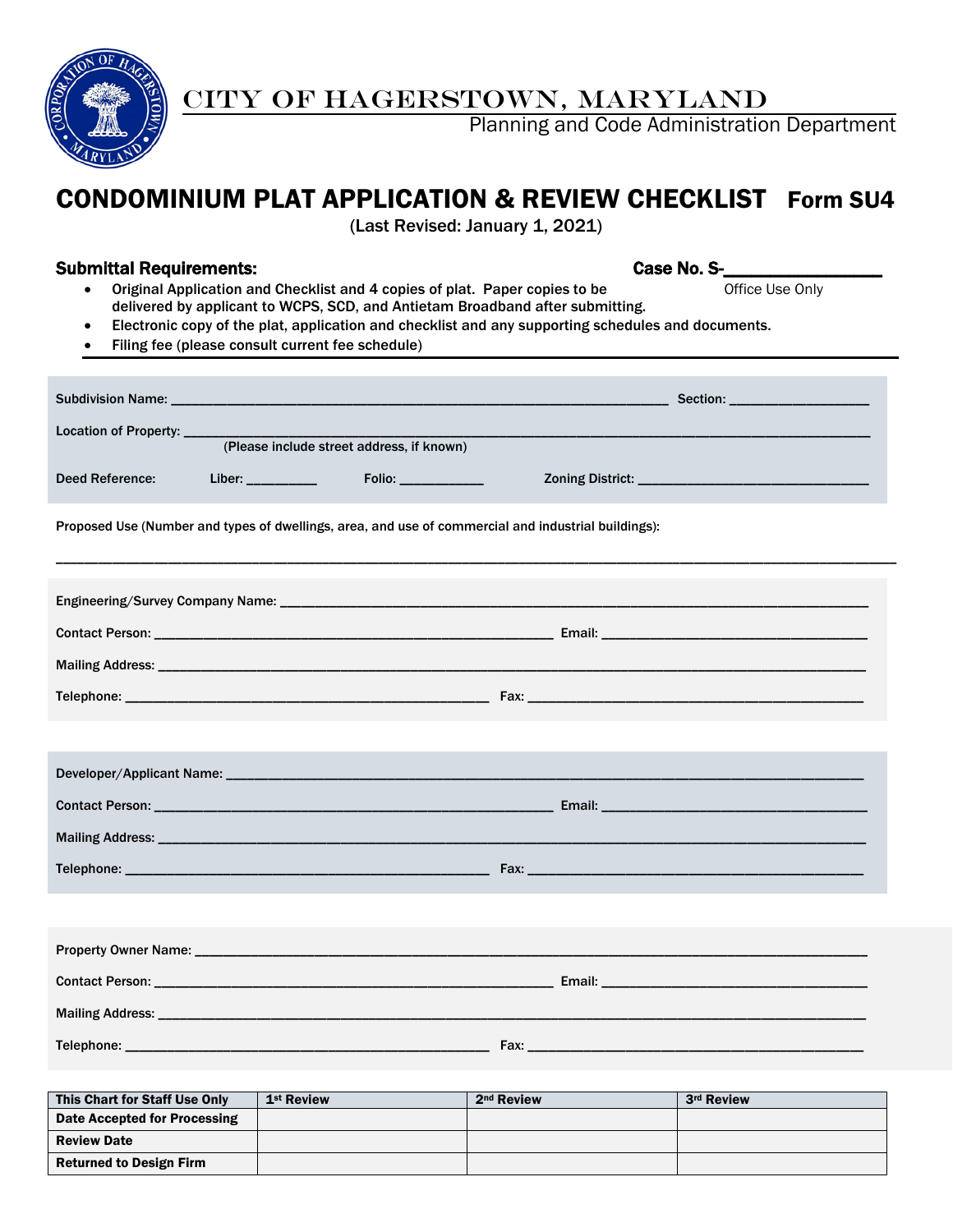CITY OF HAGERSTOWN, MARYLAND

Planning and Code Administration Department

# CONDOMINIUM PLAT APPLICATION & REVIEW CHECKLIST Form SU4

(Last Revised: January 1, 2021)

**Submittal Requirements:** **Case No. S-\_\_\_\_\_\_\_\_\_\_\_\_\_\_\_**

Office Use Only

- **Original Application and Checklist and 4 copies of plat. Paper copies to be delivered by applicant to WCPS, SCD, and Antietam Broadband after submitting.**
- **Electronic copy of the plat, application and checklist and any supporting schedules and documents.**
- **Filing fee (please consult current fee schedule)**

Subdivision Name: \_\_\_\_\_\_\_\_\_\_\_\_\_\_\_\_\_\_\_\_\_\_\_\_\_\_\_\_\_\_\_\_\_\_\_\_\_\_\_\_\_\_\_\_\_\_\_\_ Section: \_\_\_\_\_\_\_\_\_\_\_\_\_\_\_

Location of Property: \_\_\_\_\_\_\_\_\_\_\_\_\_\_\_\_\_\_\_\_\_\_\_\_\_\_\_\_\_\_\_\_\_\_\_\_\_\_\_\_\_\_\_\_\_\_\_\_\_\_\_\_\_\_\_\_\_\_\_\_\_\_\_\_\_\_
(Please include street address, if known)

Deed Reference: Liber: \_\_\_\_\_\_\_\_ Folio: \_\_\_\_\_\_\_\_\_ Zoning District: \_\_\_\_\_\_\_\_\_\_\_\_\_\_\_\_\_\_\_\_\_\_\_\_\_

Proposed Use (Number and types of dwellings, area, and use of commercial and industrial buildings):

\_\_\_\_\_\_\_\_\_\_\_\_\_\_\_\_\_\_\_\_\_\_\_\_\_\_\_\_\_\_\_\_\_\_\_\_\_\_\_\_\_\_\_\_\_\_\_\_\_\_\_\_\_\_\_\_\_\_\_\_\_\_\_\_\_\_\_\_\_\_\_\_\_\_\_\_\_\_\_\_\_\_\_\_

Engineering/Survey Company Name: \_\_\_\_\_\_\_\_\_\_\_\_\_\_\_\_\_\_\_\_\_\_\_\_\_\_\_\_\_\_\_\_\_\_\_\_\_\_\_\_\_\_\_\_\_\_\_\_\_\_\_\_\_\_\_\_\_\_

Contact Person: \_\_\_\_\_\_\_\_\_\_\_\_\_\_\_\_\_\_\_\_\_\_\_\_\_\_\_\_\_\_\_\_\_\_\_\_\_\_\_\_ Email: \_\_\_\_\_\_\_\_\_\_\_\_\_\_\_\_\_\_\_\_\_\_\_\_\_\_\_\_\_\_

Mailing Address: \_\_\_\_\_\_\_\_\_\_\_\_\_\_\_\_\_\_\_\_\_\_\_\_\_\_\_\_\_\_\_\_\_\_\_\_\_\_\_\_\_\_\_\_\_\_\_\_\_\_\_\_\_\_\_\_\_\_\_\_\_\_\_\_\_\_\_\_\_\_\_\_

Telephone: \_\_\_\_\_\_\_\_\_\_\_\_\_\_\_\_\_\_\_\_\_\_\_\_\_\_\_\_\_\_\_\_\_\_\_\_\_\_\_\_\_ Fax: \_\_\_\_\_\_\_\_\_\_\_\_\_\_\_\_\_\_\_\_\_\_\_\_\_\_\_\_\_\_\_\_\_\_\_\_\_

Developer/Applicant Name: \_\_\_\_\_\_\_\_\_\_\_\_\_\_\_\_\_\_\_\_\_\_\_\_\_\_\_\_\_\_\_\_\_\_\_\_\_\_\_\_\_\_\_\_\_\_\_\_\_\_\_\_\_\_\_\_\_\_\_\_\_\_\_\_\_

Contact Person: \_\_\_\_\_\_\_\_\_\_\_\_\_\_\_\_\_\_\_\_\_\_\_\_\_\_\_\_\_\_\_\_\_\_\_\_\_\_\_\_ Email: \_\_\_\_\_\_\_\_\_\_\_\_\_\_\_\_\_\_\_\_\_\_\_\_\_\_\_\_\_\_

Mailing Address: \_\_\_\_\_\_\_\_\_\_\_\_\_\_\_\_\_\_\_\_\_\_\_\_\_\_\_\_\_\_\_\_\_\_\_\_\_\_\_\_\_\_\_\_\_\_\_\_\_\_\_\_\_\_\_\_\_\_\_\_\_\_\_\_\_\_\_\_\_\_\_\_

Telephone: \_\_\_\_\_\_\_\_\_\_\_\_\_\_\_\_\_\_\_\_\_\_\_\_\_\_\_\_\_\_\_\_\_\_\_\_\_\_\_\_\_ Fax: \_\_\_\_\_\_\_\_\_\_\_\_\_\_\_\_\_\_\_\_\_\_\_\_\_\_\_\_\_\_\_\_\_\_\_\_\_

Property Owner Name: \_\_\_\_\_\_\_\_\_\_\_\_\_\_\_\_\_\_\_\_\_\_\_\_\_\_\_\_\_\_\_\_\_\_\_\_\_\_\_\_\_\_\_\_\_\_\_\_\_\_\_\_\_\_\_\_\_\_\_\_\_\_\_\_\_\_\_\_

Contact Person: \_\_\_\_\_\_\_\_\_\_\_\_\_\_\_\_\_\_\_\_\_\_\_\_\_\_\_\_\_\_\_\_\_\_\_\_\_\_\_\_ Email: \_\_\_\_\_\_\_\_\_\_\_\_\_\_\_\_\_\_\_\_\_\_\_\_\_\_\_\_\_\_

Mailing Address: \_\_\_\_\_\_\_\_\_\_\_\_\_\_\_\_\_\_\_\_\_\_\_\_\_\_\_\_\_\_\_\_\_\_\_\_\_\_\_\_\_\_\_\_\_\_\_\_\_\_\_\_\_\_\_\_\_\_\_\_\_\_\_\_\_\_\_\_\_\_\_\_

Telephone: \_\_\_\_\_\_\_\_\_\_\_\_\_\_\_\_\_\_\_\_\_\_\_\_\_\_\_\_\_\_\_\_\_\_\_\_\_\_\_\_\_ Fax: \_\_\_\_\_\_\_\_\_\_\_\_\_\_\_\_\_\_\_\_\_\_\_\_\_\_\_\_\_\_\_\_\_\_\_\_\_

| This Chart for Staff Use Only | 1st Review | 2nd Review | 3rd Review |
|---|---|---|---|
| Date Accepted for Processing | | | |
| Review Date | | | |
| Returned to Design Firm | | | |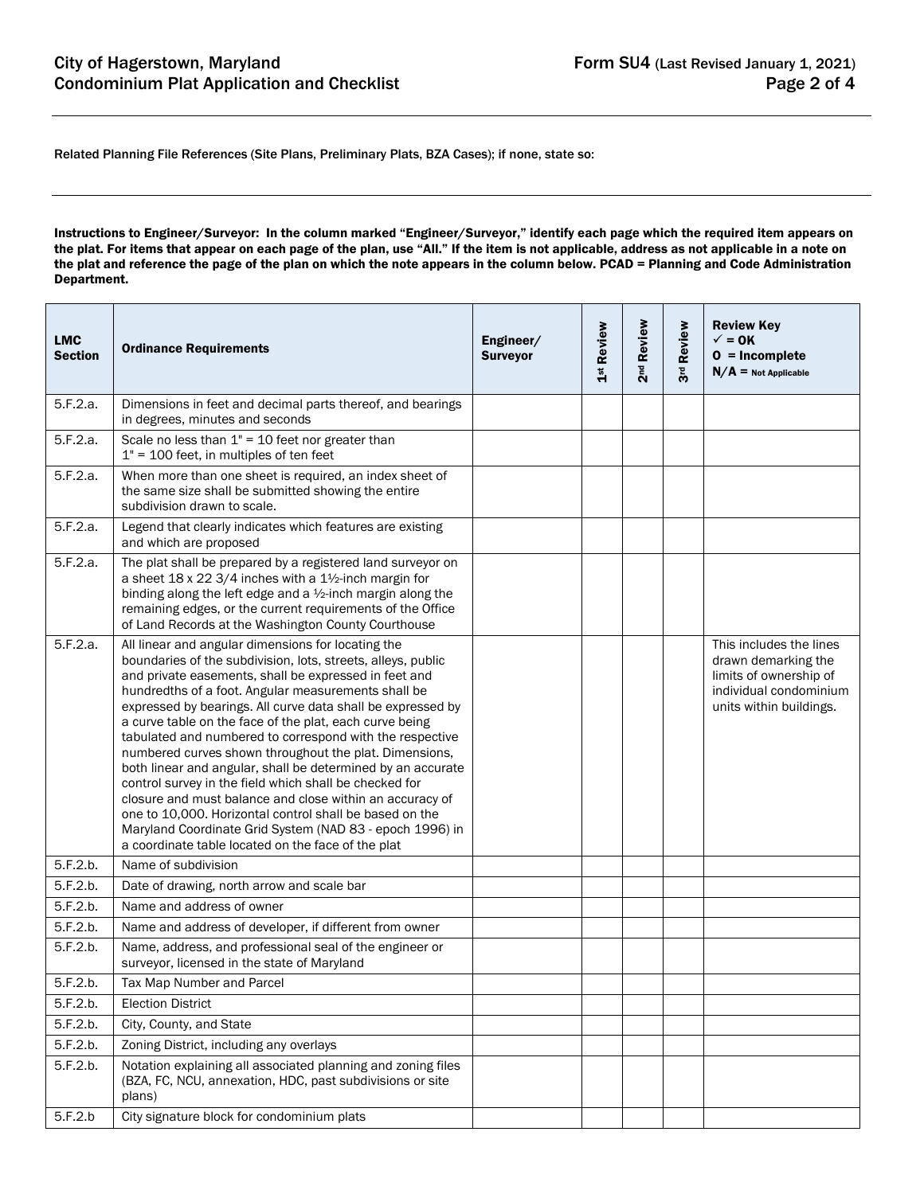Related Planning File References (Site Plans, Preliminary Plats, BZA Cases); if none, state so:

**Instructions to Engineer/Surveyor: In the column marked "Engineer/Surveyor," identify each page which the required item appears on the plat. For items that appear on each page of the plan, use "All." If the item is not applicable, address as not applicable in a note on the plat and reference the page of the plan on which the note appears in the column below. PCAD = Planning and Code Administration Department.**

| LMC Section | Ordinance Requirements | Engineer/ Surveyor | 1st Review | 2nd Review | 3rd Review | Review Key ✓ = OK O = Incomplete N/A = Not Applicable |
|---|---|---|---|---|---|---|
| 5.F.2.a. | Dimensions in feet and decimal parts thereof, and bearings in degrees, minutes and seconds | | | | | |
| 5.F.2.a. | Scale no less than 1" = 10 feet nor greater than 1" = 100 feet, in multiples of ten feet | | | | | |
| 5.F.2.a. | When more than one sheet is required, an index sheet of the same size shall be submitted showing the entire subdivision drawn to scale. | | | | | |
| 5.F.2.a. | Legend that clearly indicates which features are existing and which are proposed | | | | | |
| 5.F.2.a. | The plat shall be prepared by a registered land surveyor on a sheet 18 x 22 3/4 inches with a 1½-inch margin for binding along the left edge and a ½-inch margin along the remaining edges, or the current requirements of the Office of Land Records at the Washington County Courthouse | | | | | |
| 5.F.2.a. | All linear and angular dimensions for locating the boundaries of the subdivision, lots, streets, alleys, public and private easements, shall be expressed in feet and hundredths of a foot. Angular measurements shall be expressed by bearings. All curve data shall be expressed by a curve table on the face of the plat, each curve being tabulated and numbered to correspond with the respective numbered curves shown throughout the plat. Dimensions, both linear and angular, shall be determined by an accurate control survey in the field which shall be checked for closure and must balance and close within an accuracy of one to 10,000. Horizontal control shall be based on the Maryland Coordinate Grid System (NAD 83 - epoch 1996) in a coordinate table located on the face of the plat | | | | | This includes the lines drawn demarking the limits of ownership of individual condominium units within buildings. |
| 5.F.2.b. | Name of subdivision | | | | | |
| 5.F.2.b. | Date of drawing, north arrow and scale bar | | | | | |
| 5.F.2.b. | Name and address of owner | | | | | |
| 5.F.2.b. | Name and address of developer, if different from owner | | | | | |
| 5.F.2.b. | Name, address, and professional seal of the engineer or surveyor, licensed in the state of Maryland | | | | | |
| 5.F.2.b. | Tax Map Number and Parcel | | | | | |
| 5.F.2.b. | Election District | | | | | |
| 5.F.2.b. | City, County, and State | | | | | |
| 5.F.2.b. | Zoning District, including any overlays | | | | | |
| 5.F.2.b. | Notation explaining all associated planning and zoning files (BZA, FC, NCU, annexation, HDC, past subdivisions or site plans) | | | | | |
| 5.F.2.b | City signature block for condominium plats | | | | | |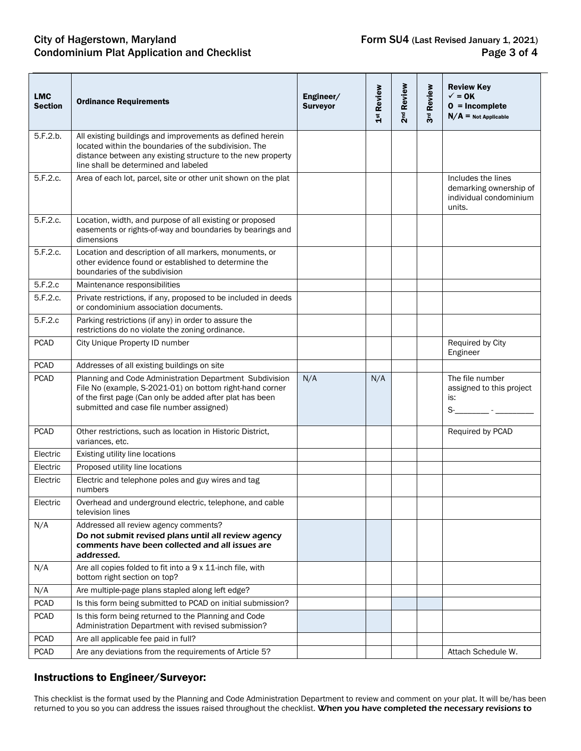| LMC Section | Ordinance Requirements | Engineer/ Surveyor | 1st Review | 2nd Review | 3rd Review | Review Key ✓ = OK O = Incomplete N/A = Not Applicable |
|---|---|---|---|---|---|---|
| 5.F.2.b. | All existing buildings and improvements as defined herein located within the boundaries of the subdivision. The distance between any existing structure to the new property line shall be determined and labeled | | | | | |
| 5.F.2.c. | Area of each lot, parcel, site or other unit shown on the plat | | | | | Includes the lines demarking ownership of individual condominium units. |
| 5.F.2.c. | Location, width, and purpose of all existing or proposed easements or rights-of-way and boundaries by bearings and dimensions | | | | | |
| 5.F.2.c. | Location and description of all markers, monuments, or other evidence found or established to determine the boundaries of the subdivision | | | | | |
| 5.F.2.c | Maintenance responsibilities | | | | | |
| 5.F.2.c. | Private restrictions, if any, proposed to be included in deeds or condominium association documents. | | | | | |
| 5.F.2.c | Parking restrictions (if any) in order to assure the restrictions do no violate the zoning ordinance. | | | | | |
| PCAD | City Unique Property ID number | | | | | Required by City Engineer |
| PCAD | Addresses of all existing buildings on site | | | | | |
| PCAD | Planning and Code Administration Department Subdivision File No (example, S-2021-01) on bottom right-hand corner of the first page (Can only be added after plat has been submitted and case file number assigned) | N/A | N/A | | | The file number assigned to this project is: S-________ - _________ |
| PCAD | Other restrictions, such as location in Historic District, variances, etc. | | | | | Required by PCAD |
| Electric | Existing utility line locations | | | | | |
| Electric | Proposed utility line locations | | | | | |
| Electric | Electric and telephone poles and guy wires and tag numbers | | | | | |
| Electric | Overhead and underground electric, telephone, and cable television lines | | | | | |
| N/A | Addressed all review agency comments? ***Do not submit revised plans until all review agency comments have been collected and all issues are addressed.*** | | | | | |
| N/A | Are all copies folded to fit into a 9 x 11-inch file, with bottom right section on top? | | | | | |
| N/A | Are multiple-page plans stapled along left edge? | | | | | |
| PCAD | Is this form being submitted to PCAD on initial submission? | | | | | |
| PCAD | Is this form being returned to the Planning and Code Administration Department with revised submission? | | | | | |
| PCAD | Are all applicable fee paid in full? | | | | | |
| PCAD | Are any deviations from the requirements of Article 5? | | | | | Attach Schedule W. |

## Instructions to Engineer/Surveyor:

This checklist is the format used by the Planning and Code Administration Department to review and comment on your plat. It will be/has been returned to you so you can address the issues raised throughout the checklist. ***When you have completed the necessary revisions to***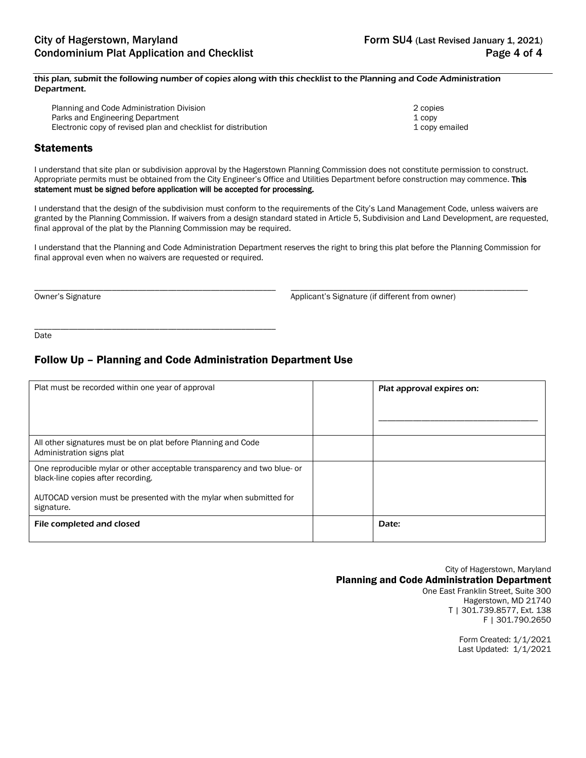*this plan, submit the following number of copies along with this checklist to the Planning and Code Administration Department.*

| | |
|---|---|
| Planning and Code Administration Division | 2 copies |
| Parks and Engineering Department | 1 copy |
| Electronic copy of revised plan and checklist for distribution | 1 copy emailed |

## Statements

I understand that site plan or subdivision approval by the Hagerstown Planning Commission does not constitute permission to construct. Appropriate permits must be obtained from the City Engineer's Office and Utilities Department before construction may commence. **This statement must be signed before application will be accepted for processing.**

I understand that the design of the subdivision must conform to the requirements of the City's Land Management Code, unless waivers are granted by the Planning Commission. If waivers from a design standard stated in Article 5, Subdivision and Land Development, are requested, final approval of the plat by the Planning Commission may be required.

I understand that the Planning and Code Administration Department reserves the right to bring this plat before the Planning Commission for final approval even when no waivers are requested or required.

_______________________________________ Owner's Signature

_______________________________________ Applicant's Signature (if different from owner)

_______________________________________ Date

## Follow Up – Planning and Code Administration Department Use

| | | |
|---|---|---|
| Plat must be recorded within one year of approval | | **Plat approval expires on:** ______________________ |
| All other signatures must be on plat before Planning and Code Administration signs plat | | |
| One reproducible mylar or other acceptable transparency and two blue- or black-line copies after recording.<br><br>AUTOCAD version must be presented with the mylar when submitted for signature. | | |
| **File completed and closed** | | **Date:** |

City of Hagerstown, Maryland
**Planning and Code Administration Department**
One East Franklin Street, Suite 300
Hagerstown, MD 21740
T | 301.739.8577, Ext. 138
F | 301.790.2650

Form Created: 1/1/2021
Last Updated: 1/1/2021